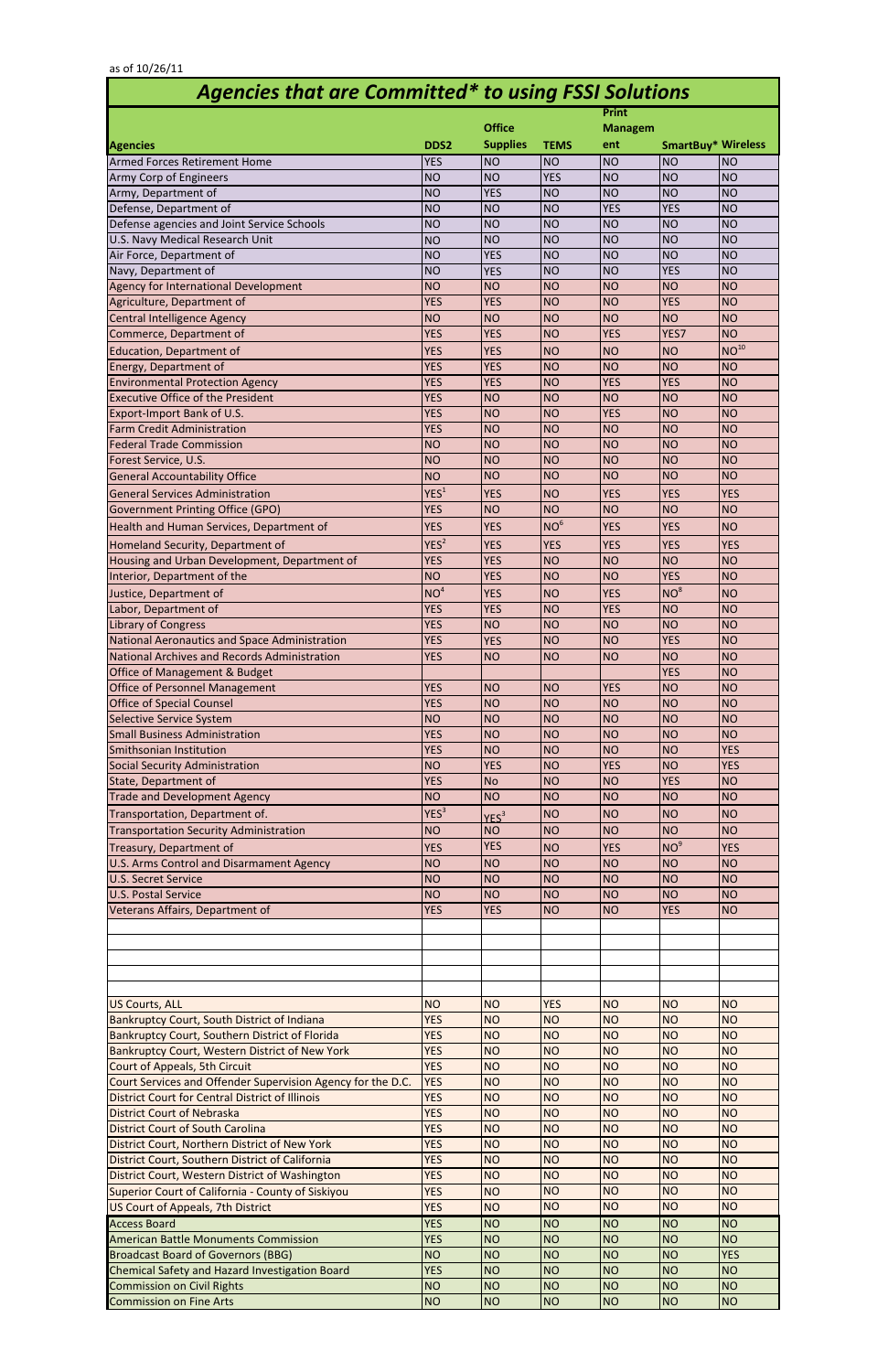as of 10/26/11

# *Agencies that are Committed* to using FSSI Solutions*

| Agencies | DDS2 | Office Supplies | TEMS | Print Management | SmartBuy* | Wireless |
|---|---|---|---|---|---|---|
| Armed Forces Retirement Home | YES | NO | NO | NO | NO | NO |
| Army Corp of Engineers | NO | NO | YES | NO | NO | NO |
| Army, Department of | NO | YES | NO | NO | NO | NO |
| Defense, Department of | NO | NO | NO | YES | YES | NO |
| Defense agencies and Joint Service Schools | NO | NO | NO | NO | NO | NO |
| U.S. Navy Medical Research Unit | NO | NO | NO | NO | NO | NO |
| Air Force, Department of | NO | YES | NO | NO | NO | NO |
| Navy, Department of | NO | YES | NO | NO | YES | NO |
| Agency for International Development | NO | NO | NO | NO | NO | NO |
| Agriculture, Department of | YES | YES | NO | NO | YES | NO |
| Central Intelligence Agency | NO | NO | NO | NO | NO | NO |
| Commerce, Department of | YES | YES | NO | YES | YES7 | NO |
| Education, Department of | YES | YES | NO | NO | NO | NO[10] |
| Energy, Department of | YES | YES | NO | NO | NO | NO |
| Environmental Protection Agency | YES | YES | NO | YES | YES | NO |
| Executive Office of the President | YES | NO | NO | NO | NO | NO |
| Export-Import Bank of U.S. | YES | NO | NO | YES | NO | NO |
| Farm Credit Administration | YES | NO | NO | NO | NO | NO |
| Federal Trade Commission | NO | NO | NO | NO | NO | NO |
| Forest Service, U.S. | NO | NO | NO | NO | NO | NO |
| General Accountability Office | NO | NO | NO | NO | NO | NO |
| General Services Administration | YES[1] | YES | NO | YES | YES | YES |
| Government Printing Office (GPO) | YES | NO | NO | NO | NO | NO |
| Health and Human Services, Department of | YES | YES | NO[6] | YES | YES | NO |
| Homeland Security, Department of | YES[2] | YES | YES | YES | YES | YES |
| Housing and Urban Development, Department of | YES | YES | NO | NO | NO | NO |
| Interior, Department of the | NO | YES | NO | NO | YES | NO |
| Justice, Department of | NO[4] | YES | NO | YES | NO[8] | NO |
| Labor, Department of | YES | YES | NO | YES | NO | NO |
| Library of Congress | YES | NO | NO | NO | NO | NO |
| National Aeronautics and Space Administration | YES | YES | NO | NO | YES | NO |
| National Archives and Records Administration | YES | NO | NO | NO | NO | NO |
| Office of Management & Budget | | | | | YES | NO |
| Office of Personnel Management | YES | NO | NO | YES | NO | NO |
| Office of Special Counsel | YES | NO | NO | NO | NO | NO |
| Selective Service System | NO | NO | NO | NO | NO | NO |
| Small Business Administration | YES | NO | NO | NO | NO | NO |
| Smithsonian Institution | YES | NO | NO | NO | NO | YES |
| Social Security Administration | NO | YES | NO | YES | NO | YES |
| State, Department of | YES | No | NO | NO | YES | NO |
| Trade and Development Agency | NO | NO | NO | NO | NO | NO |
| Transportation, Department of. | YES[3] | YES[3] | NO | NO | NO | NO |
| Transportation Security Administration | NO | NO | NO | NO | NO | NO |
| Treasury, Department of | YES | YES | NO | YES | NO[9] | YES |
| U.S. Arms Control and Disarmament Agency | NO | NO | NO | NO | NO | NO |
| U.S. Secret Service | NO | NO | NO | NO | NO | NO |
| U.S. Postal Service | NO | NO | NO | NO | NO | NO |
| Veterans Affairs, Department of | YES | YES | NO | NO | YES | NO |
| | | | | | | |
| | | | | | | |
| | | | | | | |
| | | | | | | |
| | | | | | | |
| US Courts, ALL | NO | NO | YES | NO | NO | NO |
| Bankruptcy Court, South District of Indiana | YES | NO | NO | NO | NO | NO |
| Bankruptcy Court, Southern District of Florida | YES | NO | NO | NO | NO | NO |
| Bankruptcy Court, Western District of New York | YES | NO | NO | NO | NO | NO |
| Court of Appeals, 5th Circuit | YES | NO | NO | NO | NO | NO |
| Court Services and Offender Supervision Agency for the D.C. | YES | NO | NO | NO | NO | NO |
| District Court for Central District of Illinois | YES | NO | NO | NO | NO | NO |
| District Court of Nebraska | YES | NO | NO | NO | NO | NO |
| District Court of South Carolina | YES | NO | NO | NO | NO | NO |
| District Court, Northern District of New York | YES | NO | NO | NO | NO | NO |
| District Court, Southern District of California | YES | NO | NO | NO | NO | NO |
| District Court, Western District of Washington | YES | NO | NO | NO | NO | NO |
| Superior Court of California - County of Siskiyou | YES | NO | NO | NO | NO | NO |
| US Court of Appeals, 7th District | YES | NO | NO | NO | NO | NO |
| Access Board | YES | NO | NO | NO | NO | NO |
| American Battle Monuments Commission | YES | NO | NO | NO | NO | NO |
| Broadcast Board of Governors (BBG) | NO | NO | NO | NO | NO | YES |
| Chemical Safety and Hazard Investigation Board | YES | NO | NO | NO | NO | NO |
| Commission on Civil Rights | NO | NO | NO | NO | NO | NO |
| Commission on Fine Arts | NO | NO | NO | NO | NO | NO |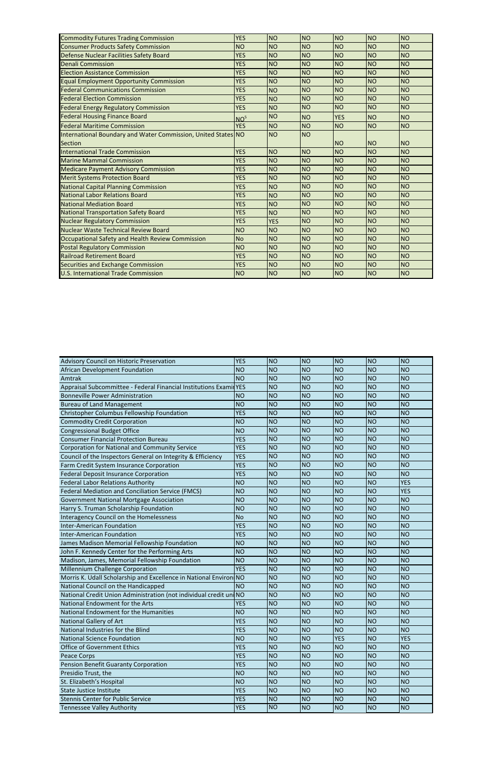| | | | | | | |
|---|---|---|---|---|---|---|
| Commodity Futures Trading Commission | YES | NO | NO | NO | NO | NO |
| Consumer Products Safety Commission | NO | NO | NO | NO | NO | NO |
| Defense Nuclear Facilities Safety Board | YES | NO | NO | NO | NO | NO |
| Denali Commission | YES | NO | NO | NO | NO | NO |
| Election Assistance Commission | YES | NO | NO | NO | NO | NO |
| Equal Employment Opportunity Commission | YES | NO | NO | NO | NO | NO |
| Federal Communications Commission | YES | NO | NO | NO | NO | NO |
| Federal Election Commission | YES | NO | NO | NO | NO | NO |
| Federal Energy Regulatory Commission | YES | NO | NO | NO | NO | NO |
| Federal Housing Finance Board | NO[5] | NO | NO | YES | NO | NO |
| Federal Maritime Commission | YES | NO | NO | NO | NO | NO |
| International Boundary and Water Commission, United States Section | NO | NO | NO | NO | NO | NO |
| International Trade Commission | YES | NO | NO | NO | NO | NO |
| Marine Mammal Commission | YES | NO | NO | NO | NO | NO |
| Medicare Payment Advisory Commission | YES | NO | NO | NO | NO | NO |
| Merit Systems Protection Board | YES | NO | NO | NO | NO | NO |
| National Capital Planning Commission | YES | NO | NO | NO | NO | NO |
| National Labor Relations Board | YES | NO | NO | NO | NO | NO |
| National Mediation Board | YES | NO | NO | NO | NO | NO |
| National Transportation Safety Board | YES | NO | NO | NO | NO | NO |
| Nuclear Regulatory Commission | YES | YES | NO | NO | NO | NO |
| Nuclear Waste Technical Review Board | NO | NO | NO | NO | NO | NO |
| Occupational Safety and Health Review Commission | No | NO | NO | NO | NO | NO |
| Postal Regulatory Commission | NO | NO | NO | NO | NO | NO |
| Railroad Retirement Board | YES | NO | NO | NO | NO | NO |
| Securities and Exchange Commission | YES | NO | NO | NO | NO | NO |
| U.S. International Trade Commission | NO | NO | NO | NO | NO | NO |

| | | | | | | |
|---|---|---|---|---|---|---|
| Advisory Council on Historic Preservation | YES | NO | NO | NO | NO | NO |
| African Development Foundation | NO | NO | NO | NO | NO | NO |
| Amtrak | NO | NO | NO | NO | NO | NO |
| Appraisal Subcommittee - Federal Financial Institutions Examin | YES | NO | NO | NO | NO | NO |
| Bonneville Power Administration | NO | NO | NO | NO | NO | NO |
| Bureau of Land Management | NO | NO | NO | NO | NO | NO |
| Christopher Columbus Fellowship Foundation | YES | NO | NO | NO | NO | NO |
| Commodity Credit Corporation | NO | NO | NO | NO | NO | NO |
| Congressional Budget Office | NO | NO | NO | NO | NO | NO |
| Consumer Financial Protection Bureau | YES | NO | NO | NO | NO | NO |
| Corporation for National and Community Service | YES | NO | NO | NO | NO | NO |
| Council of the Inspectors General on Integrity & Efficiency | YES | NO | NO | NO | NO | NO |
| Farm Credit System Insurance Corporation | YES | NO | NO | NO | NO | NO |
| Federal Deposit Insurance Corporation | YES | NO | NO | NO | NO | NO |
| Federal Labor Relations Authority | NO | NO | NO | NO | NO | YES |
| Federal Mediation and Conciliation Service (FMCS) | NO | NO | NO | NO | NO | YES |
| Government National Mortgage Association | NO | NO | NO | NO | NO | NO |
| Harry S. Truman Scholarship Foundation | NO | NO | NO | NO | NO | NO |
| Interagency Council on the Homelessness | No | NO | NO | NO | NO | NO |
| Inter-American Foundation | YES | NO | NO | NO | NO | NO |
| Inter-American Foundation | YES | NO | NO | NO | NO | NO |
| James Madison Memorial Fellowship Foundation | NO | NO | NO | NO | NO | NO |
| John F. Kennedy Center for the Performing Arts | NO | NO | NO | NO | NO | NO |
| Madison, James, Memorial Fellowship Foundation | NO | NO | NO | NO | NO | NO |
| Millennium Challenge Corporation | YES | NO | NO | NO | NO | NO |
| Morris K. Udall Scholarship and Excellence in National Environ | NO | NO | NO | NO | NO | NO |
| National Council on the Handicapped | NO | NO | NO | NO | NO | NO |
| National Credit Union Administration (not individual credit uni | NO | NO | NO | NO | NO | NO |
| National Endowment for the Arts | YES | NO | NO | NO | NO | NO |
| National Endowment for the Humanities | NO | NO | NO | NO | NO | NO |
| National Gallery of Art | YES | NO | NO | NO | NO | NO |
| National Industries for the Blind | YES | NO | NO | NO | NO | NO |
| National Science Foundation | NO | NO | NO | YES | NO | YES |
| Office of Government Ethics | YES | NO | NO | NO | NO | NO |
| Peace Corps | YES | NO | NO | NO | NO | NO |
| Pension Benefit Guaranty Corporation | YES | NO | NO | NO | NO | NO |
| Presidio Trust, the | NO | NO | NO | NO | NO | NO |
| St. Elizabeth's Hospital | NO | NO | NO | NO | NO | NO |
| State Justice Institute | YES | NO | NO | NO | NO | NO |
| Stennis Center for Public Service | YES | NO | NO | NO | NO | NO |
| Tennessee Valley Authority | YES | NO | NO | NO | NO | NO |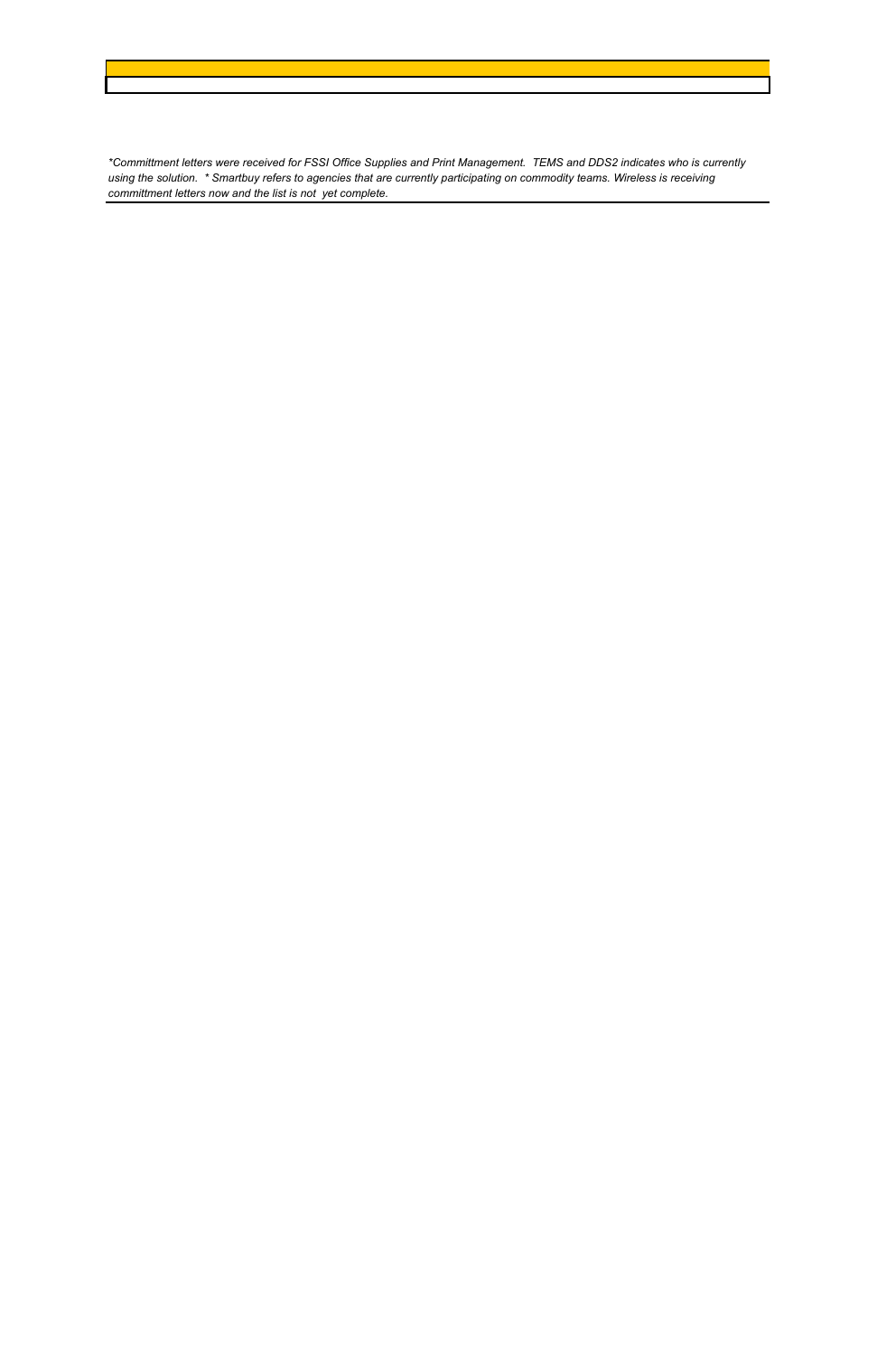*\*Committment letters were received for FSSI Office Supplies and Print Management.  TEMS and DDS2 indicates who is currently using the solution.  \* Smartbuy refers to agencies that are currently participating on commodity teams. Wireless is receiving committment letters now and the list is not  yet complete.*